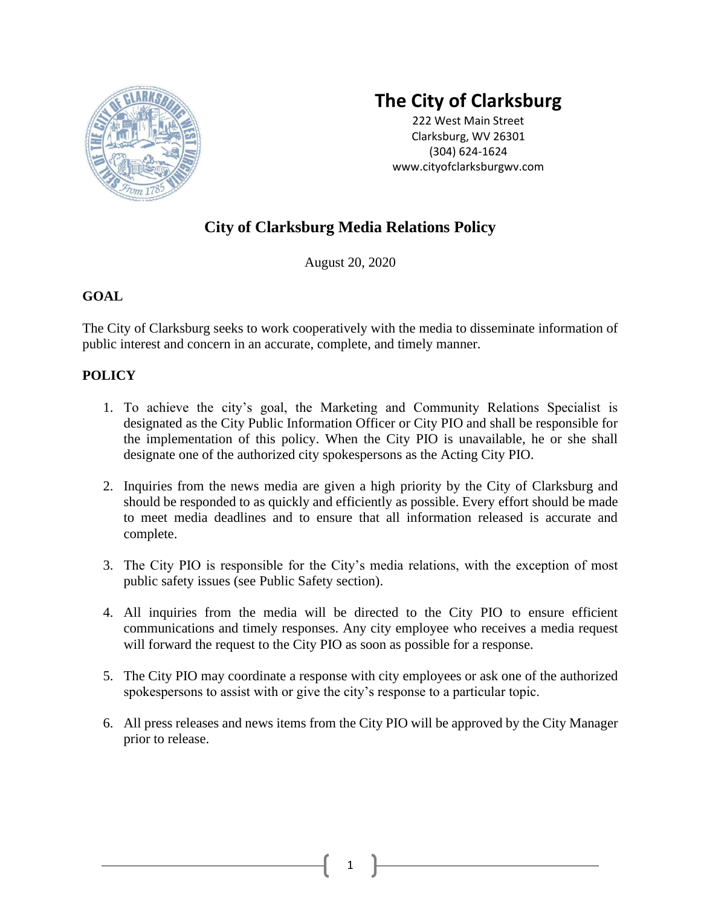# The City of Clarksburg

222 West Main Street
Clarksburg, WV 26301
(304) 624-1624
www.cityofclarksburgwv.com

## City of Clarksburg Media Relations Policy

August 20, 2020

### GOAL

The City of Clarksburg seeks to work cooperatively with the media to disseminate information of public interest and concern in an accurate, complete, and timely manner.

### POLICY

1. To achieve the city's goal, the Marketing and Community Relations Specialist is designated as the City Public Information Officer or City PIO and shall be responsible for the implementation of this policy. When the City PIO is unavailable, he or she shall designate one of the authorized city spokespersons as the Acting City PIO.

2. Inquiries from the news media are given a high priority by the City of Clarksburg and should be responded to as quickly and efficiently as possible. Every effort should be made to meet media deadlines and to ensure that all information released is accurate and complete.

3. The City PIO is responsible for the City's media relations, with the exception of most public safety issues (see Public Safety section).

4. All inquiries from the media will be directed to the City PIO to ensure efficient communications and timely responses. Any city employee who receives a media request will forward the request to the City PIO as soon as possible for a response.

5. The City PIO may coordinate a response with city employees or ask one of the authorized spokespersons to assist with or give the city's response to a particular topic.

6. All press releases and news items from the City PIO will be approved by the City Manager prior to release.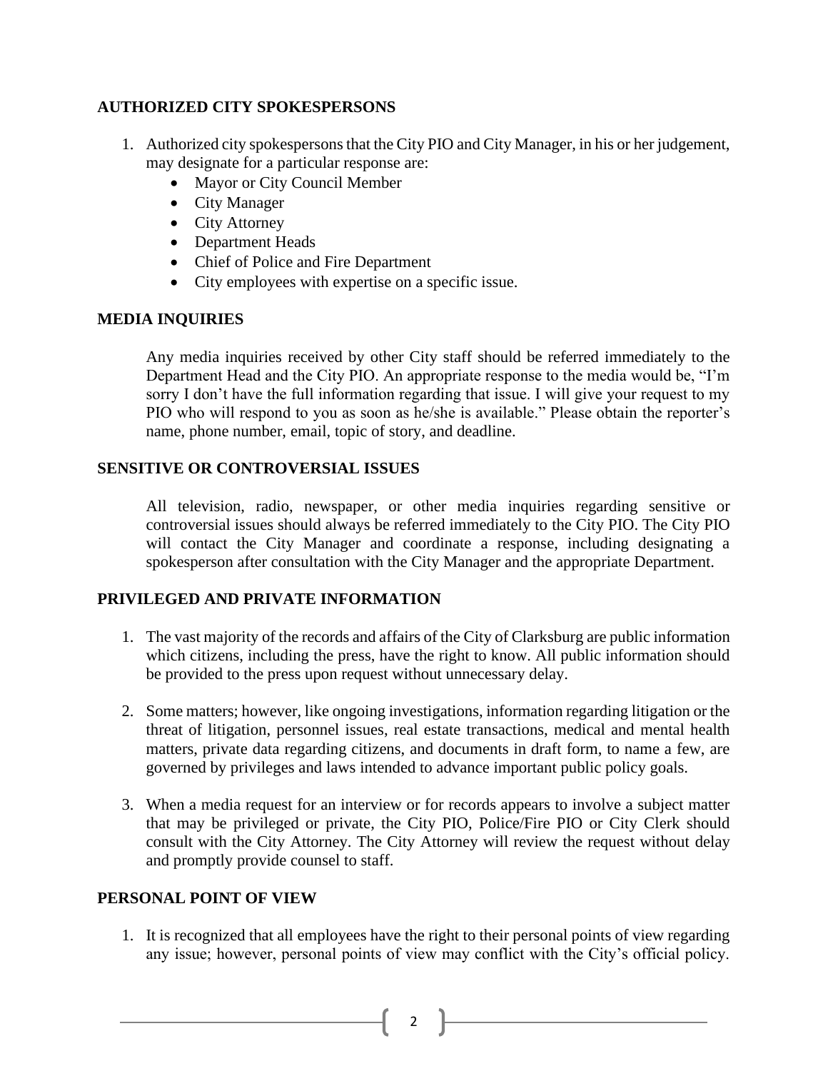## AUTHORIZED CITY SPOKESPERSONS

1. Authorized city spokespersons that the City PIO and City Manager, in his or her judgement, may designate for a particular response are:
   - Mayor or City Council Member
   - City Manager
   - City Attorney
   - Department Heads
   - Chief of Police and Fire Department
   - City employees with expertise on a specific issue.

## MEDIA INQUIRIES

Any media inquiries received by other City staff should be referred immediately to the Department Head and the City PIO. An appropriate response to the media would be, "I'm sorry I don't have the full information regarding that issue. I will give your request to my PIO who will respond to you as soon as he/she is available." Please obtain the reporter's name, phone number, email, topic of story, and deadline.

## SENSITIVE OR CONTROVERSIAL ISSUES

All television, radio, newspaper, or other media inquiries regarding sensitive or controversial issues should always be referred immediately to the City PIO. The City PIO will contact the City Manager and coordinate a response, including designating a spokesperson after consultation with the City Manager and the appropriate Department.

## PRIVILEGED AND PRIVATE INFORMATION

1. The vast majority of the records and affairs of the City of Clarksburg are public information which citizens, including the press, have the right to know. All public information should be provided to the press upon request without unnecessary delay.

2. Some matters; however, like ongoing investigations, information regarding litigation or the threat of litigation, personnel issues, real estate transactions, medical and mental health matters, private data regarding citizens, and documents in draft form, to name a few, are governed by privileges and laws intended to advance important public policy goals.

3. When a media request for an interview or for records appears to involve a subject matter that may be privileged or private, the City PIO, Police/Fire PIO or City Clerk should consult with the City Attorney. The City Attorney will review the request without delay and promptly provide counsel to staff.

## PERSONAL POINT OF VIEW

1. It is recognized that all employees have the right to their personal points of view regarding any issue; however, personal points of view may conflict with the City's official policy.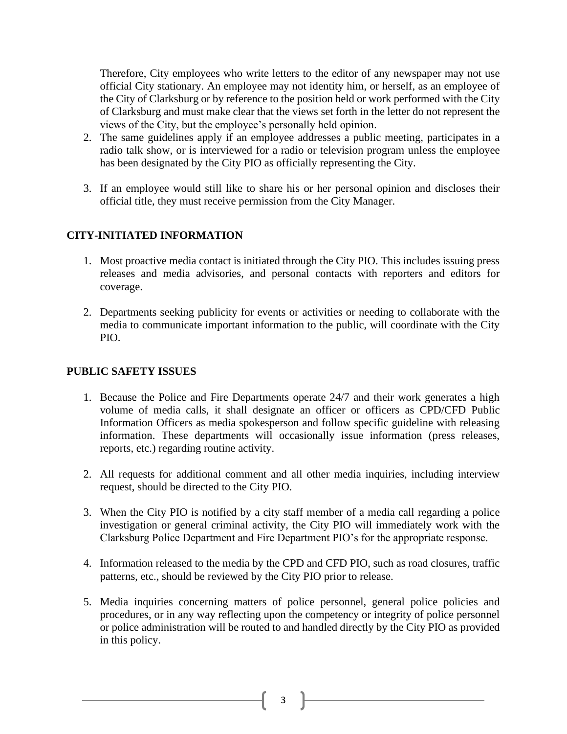Therefore, City employees who write letters to the editor of any newspaper may not use official City stationary. An employee may not identity him, or herself, as an employee of the City of Clarksburg or by reference to the position held or work performed with the City of Clarksburg and must make clear that the views set forth in the letter do not represent the views of the City, but the employee's personally held opinion.

2. The same guidelines apply if an employee addresses a public meeting, participates in a radio talk show, or is interviewed for a radio or television program unless the employee has been designated by the City PIO as officially representing the City.

3. If an employee would still like to share his or her personal opinion and discloses their official title, they must receive permission from the City Manager.

## CITY-INITIATED INFORMATION

1. Most proactive media contact is initiated through the City PIO. This includes issuing press releases and media advisories, and personal contacts with reporters and editors for coverage.

2. Departments seeking publicity for events or activities or needing to collaborate with the media to communicate important information to the public, will coordinate with the City PIO.

## PUBLIC SAFETY ISSUES

1. Because the Police and Fire Departments operate 24/7 and their work generates a high volume of media calls, it shall designate an officer or officers as CPD/CFD Public Information Officers as media spokesperson and follow specific guideline with releasing information. These departments will occasionally issue information (press releases, reports, etc.) regarding routine activity.

2. All requests for additional comment and all other media inquiries, including interview request, should be directed to the City PIO.

3. When the City PIO is notified by a city staff member of a media call regarding a police investigation or general criminal activity, the City PIO will immediately work with the Clarksburg Police Department and Fire Department PIO's for the appropriate response.

4. Information released to the media by the CPD and CFD PIO, such as road closures, traffic patterns, etc., should be reviewed by the City PIO prior to release.

5. Media inquiries concerning matters of police personnel, general police policies and procedures, or in any way reflecting upon the competency or integrity of police personnel or police administration will be routed to and handled directly by the City PIO as provided in this policy.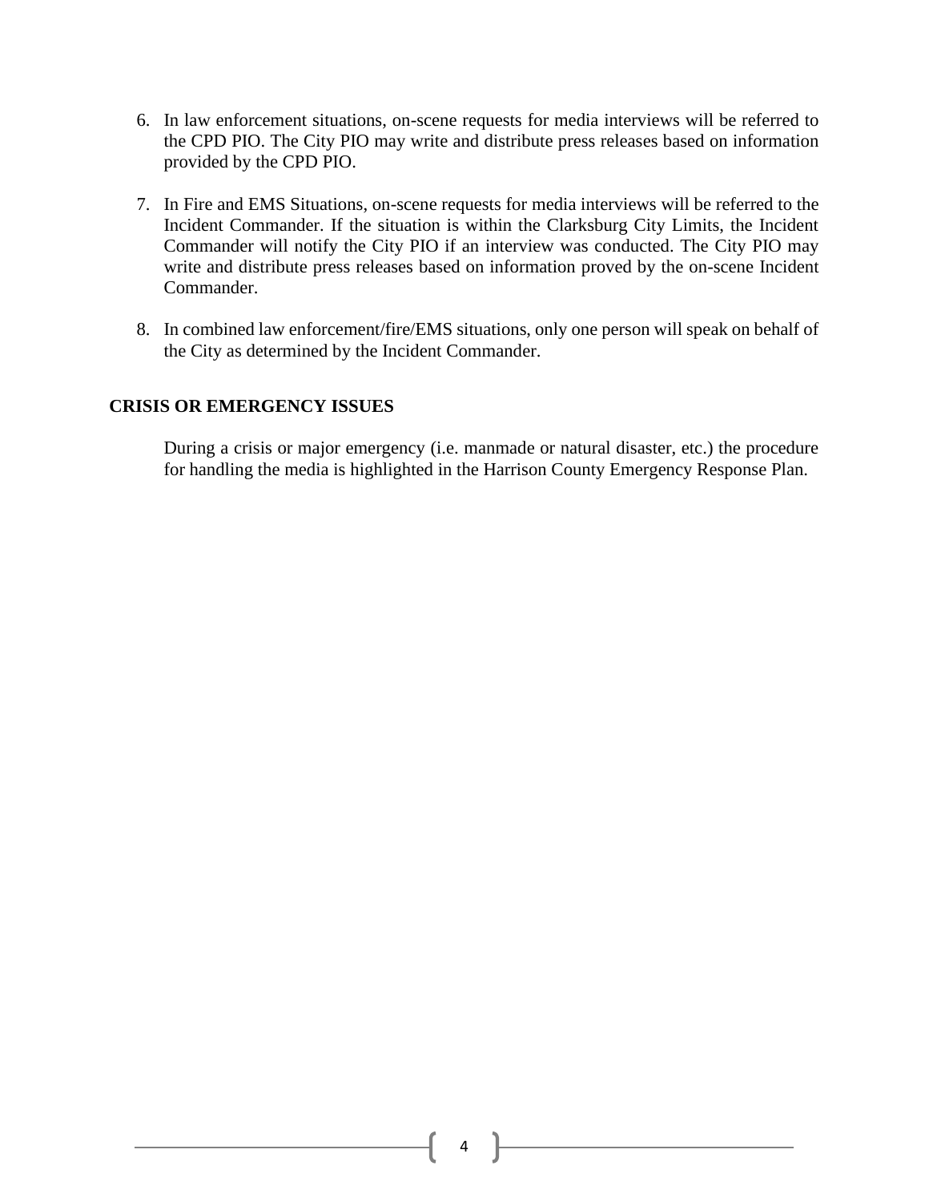6. In law enforcement situations, on-scene requests for media interviews will be referred to the CPD PIO. The City PIO may write and distribute press releases based on information provided by the CPD PIO.

7. In Fire and EMS Situations, on-scene requests for media interviews will be referred to the Incident Commander. If the situation is within the Clarksburg City Limits, the Incident Commander will notify the City PIO if an interview was conducted. The City PIO may write and distribute press releases based on information proved by the on-scene Incident Commander.

8. In combined law enforcement/fire/EMS situations, only one person will speak on behalf of the City as determined by the Incident Commander.

## CRISIS OR EMERGENCY ISSUES

During a crisis or major emergency (i.e. manmade or natural disaster, etc.) the procedure for handling the media is highlighted in the Harrison County Emergency Response Plan.